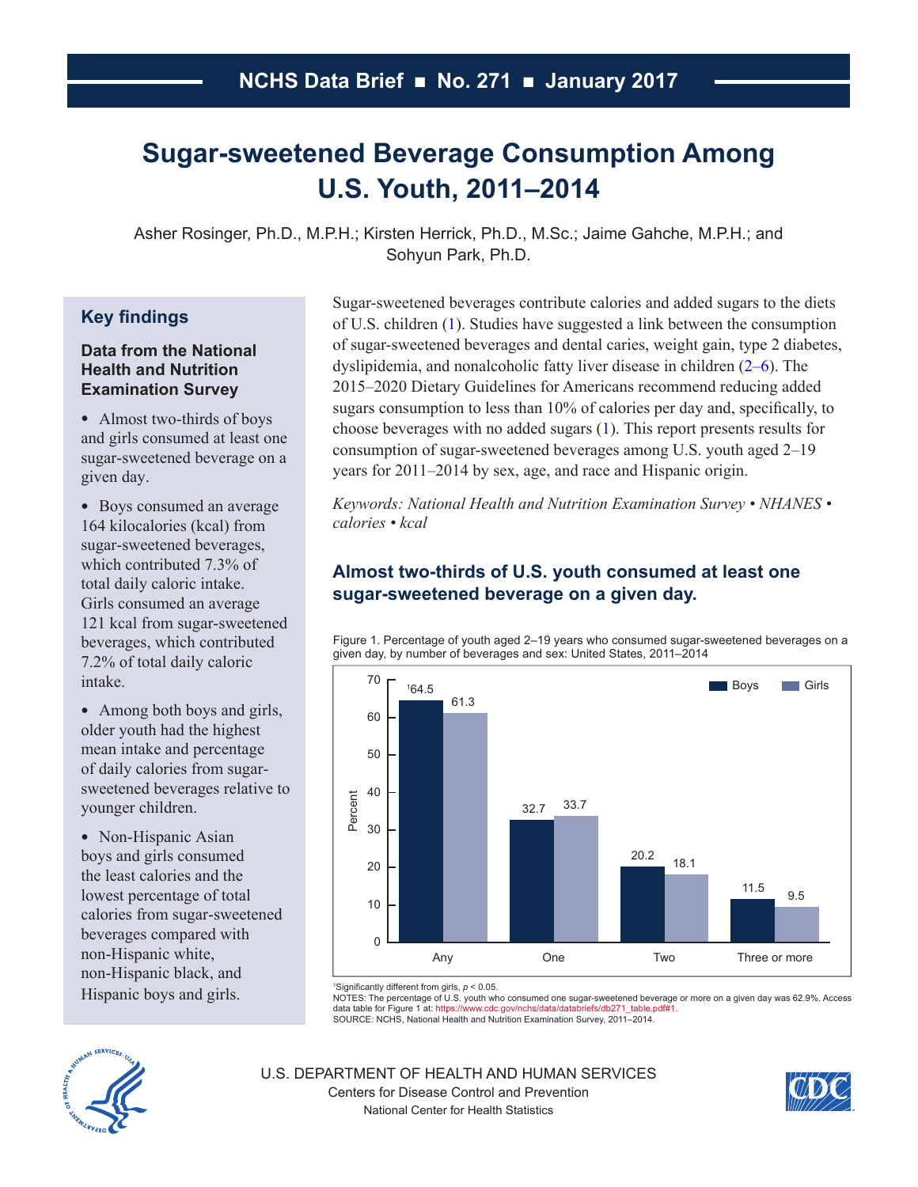NCHS Data Brief ■ No. 271 ■ January 2017

# Sugar-sweetened Beverage Consumption Among U.S. Youth, 2011–2014

Asher Rosinger, Ph.D., M.P.H.; Kirsten Herrick, Ph.D., M.Sc.; Jaime Gahche, M.P.H.; and Sohyun Park, Ph.D.

## Key findings

### Data from the National Health and Nutrition Examination Survey

- Almost two-thirds of boys and girls consumed at least one sugar-sweetened beverage on a given day.
- Boys consumed an average 164 kilocalories (kcal) from sugar-sweetened beverages, which contributed 7.3% of total daily caloric intake. Girls consumed an average 121 kcal from sugar-sweetened beverages, which contributed 7.2% of total daily caloric intake.
- Among both boys and girls, older youth had the highest mean intake and percentage of daily calories from sugar-sweetened beverages relative to younger children.
- Non-Hispanic Asian boys and girls consumed the least calories and the lowest percentage of total calories from sugar-sweetened beverages compared with non-Hispanic white, non-Hispanic black, and Hispanic boys and girls.

Sugar-sweetened beverages contribute calories and added sugars to the diets of U.S. children (1). Studies have suggested a link between the consumption of sugar-sweetened beverages and dental caries, weight gain, type 2 diabetes, dyslipidemia, and nonalcoholic fatty liver disease in children (2–6). The 2015–2020 Dietary Guidelines for Americans recommend reducing added sugars consumption to less than 10% of calories per day and, specifically, to choose beverages with no added sugars (1). This report presents results for consumption of sugar-sweetened beverages among U.S. youth aged 2–19 years for 2011–2014 by sex, age, and race and Hispanic origin.

*Keywords: National Health and Nutrition Examination Survey • NHANES • calories • kcal*

## Almost two-thirds of U.S. youth consumed at least one sugar-sweetened beverage on a given day.

Figure 1. Percentage of youth aged 2–19 years who consumed sugar-sweetened beverages on a given day, by number of beverages and sex: United States, 2011–2014

| Number of beverages | Boys | Girls |
|---|---|---|
| Any | [1]64.5 | 61.3 |
| One | 32.7 | 33.7 |
| Two | 20.2 | 18.1 |
| Three or more | 11.5 | 9.5 |

[1]Significantly different from girls, $p < 0.05$.

NOTES: The percentage of U.S. youth who consumed one sugar-sweetened beverage or more on a given day was 62.9%. Access data table for Figure 1 at: https://www.cdc.gov/nchs/data/databriefs/db271_table.pdf#1.

SOURCE: NCHS, National Health and Nutrition Examination Survey, 2011–2014.

U.S. DEPARTMENT OF HEALTH AND HUMAN SERVICES
Centers for Disease Control and Prevention
National Center for Health Statistics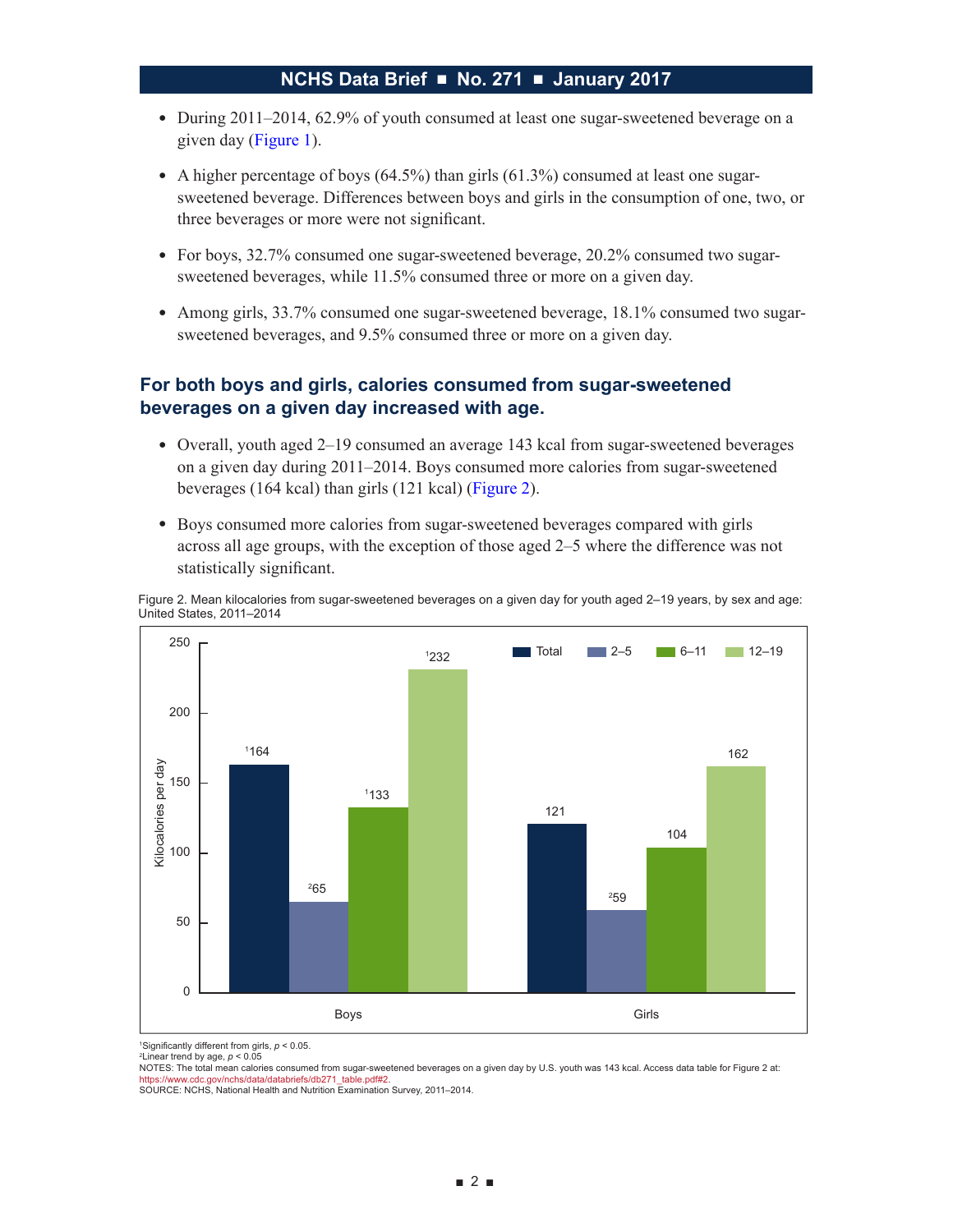- During 2011–2014, 62.9% of youth consumed at least one sugar-sweetened beverage on a given day (Figure 1).
- A higher percentage of boys (64.5%) than girls (61.3%) consumed at least one sugar-sweetened beverage. Differences between boys and girls in the consumption of one, two, or three beverages or more were not significant.
- For boys, 32.7% consumed one sugar-sweetened beverage, 20.2% consumed two sugar-sweetened beverages, while 11.5% consumed three or more on a given day.
- Among girls, 33.7% consumed one sugar-sweetened beverage, 18.1% consumed two sugar-sweetened beverages, and 9.5% consumed three or more on a given day.

## For both boys and girls, calories consumed from sugar-sweetened beverages on a given day increased with age.

- Overall, youth aged 2–19 consumed an average 143 kcal from sugar-sweetened beverages on a given day during 2011–2014. Boys consumed more calories from sugar-sweetened beverages (164 kcal) than girls (121 kcal) (Figure 2).
- Boys consumed more calories from sugar-sweetened beverages compared with girls across all age groups, with the exception of those aged 2–5 where the difference was not statistically significant.

Figure 2. Mean kilocalories from sugar-sweetened beverages on a given day for youth aged 2–19 years, by sex and age: United States, 2011–2014

| Sex | Total | 2–5 | 6–11 | 12–19 |
|---|---|---|---|---|
| Boys | [1]164 | [2]65 | [1]133 | [1]232 |
| Girls | 121 | [2]59 | 104 | 162 |

[1]Significantly different from girls, $p < 0.05$.
[2]Linear trend by age, $p < 0.05$

NOTES: The total mean calories consumed from sugar-sweetened beverages on a given day by U.S. youth was 143 kcal. Access data table for Figure 2 at: https://www.cdc.gov/nchs/data/databriefs/db271_table.pdf#2.

SOURCE: NCHS, National Health and Nutrition Examination Survey, 2011–2014.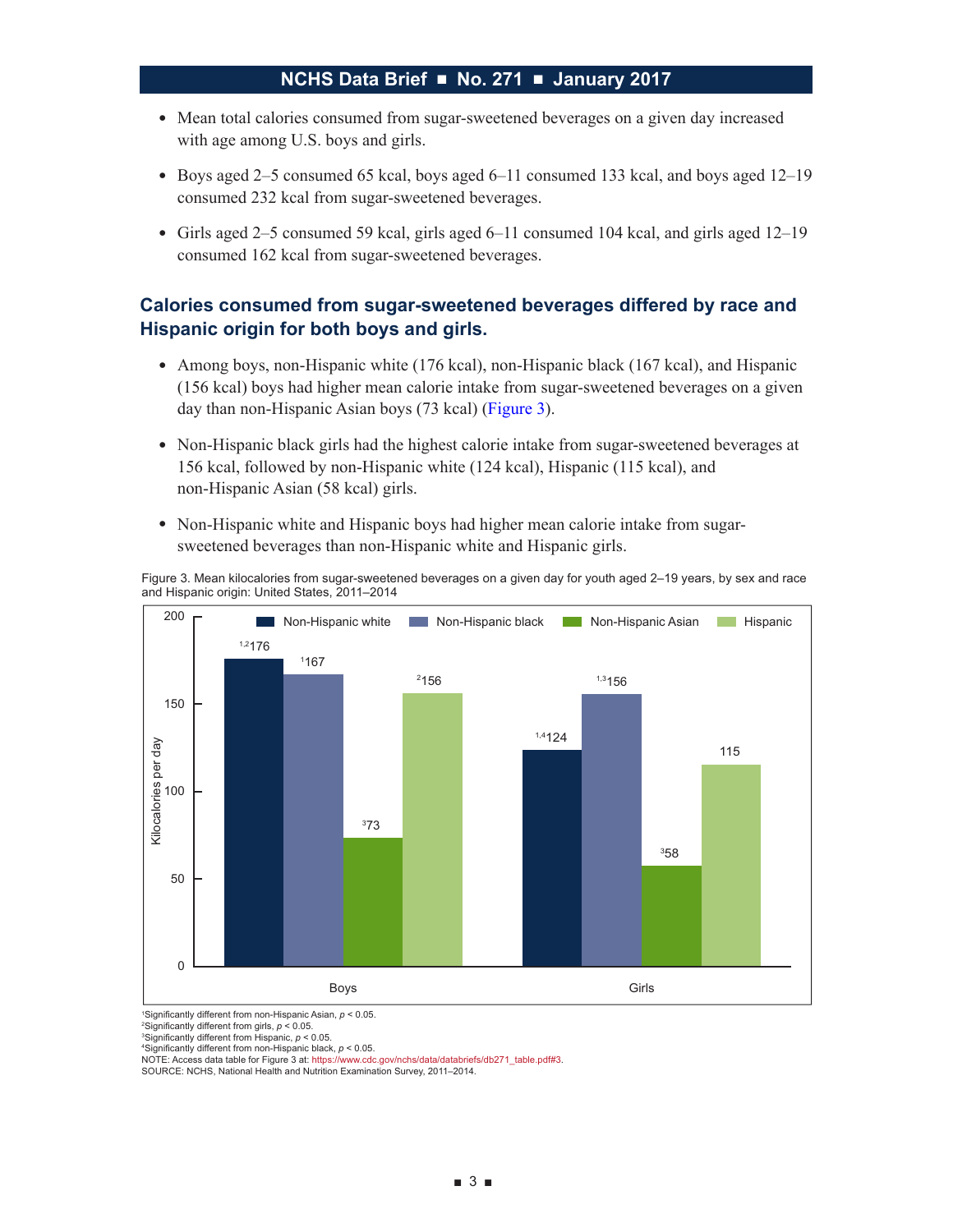- Mean total calories consumed from sugar-sweetened beverages on a given day increased with age among U.S. boys and girls.
- Boys aged 2–5 consumed 65 kcal, boys aged 6–11 consumed 133 kcal, and boys aged 12–19 consumed 232 kcal from sugar-sweetened beverages.
- Girls aged 2–5 consumed 59 kcal, girls aged 6–11 consumed 104 kcal, and girls aged 12–19 consumed 162 kcal from sugar-sweetened beverages.

## Calories consumed from sugar-sweetened beverages differed by race and Hispanic origin for both boys and girls.

- Among boys, non-Hispanic white (176 kcal), non-Hispanic black (167 kcal), and Hispanic (156 kcal) boys had higher mean calorie intake from sugar-sweetened beverages on a given day than non-Hispanic Asian boys (73 kcal) (Figure 3).
- Non-Hispanic black girls had the highest calorie intake from sugar-sweetened beverages at 156 kcal, followed by non-Hispanic white (124 kcal), Hispanic (115 kcal), and non-Hispanic Asian (58 kcal) girls.
- Non-Hispanic white and Hispanic boys had higher mean calorie intake from sugar-sweetened beverages than non-Hispanic white and Hispanic girls.

Figure 3. Mean kilocalories from sugar-sweetened beverages on a given day for youth aged 2–19 years, by sex and race and Hispanic origin: United States, 2011–2014

| Kilocalories per day | Non-Hispanic white | Non-Hispanic black | Non-Hispanic Asian | Hispanic |
|---|---|---|---|---|
| Boys | [1,2]176 | [1]167 | [3]73 | [2]156 |
| Girls | [1,4]124 | [1,3]156 | [3]58 | 115 |

[1]Significantly different from non-Hispanic Asian, $p < 0.05$.
[2]Significantly different from girls, $p < 0.05$.
[3]Significantly different from Hispanic, $p < 0.05$.
[4]Significantly different from non-Hispanic black, $p < 0.05$.
NOTE: Access data table for Figure 3 at: https://www.cdc.gov/nchs/data/databriefs/db271_table.pdf#3.
SOURCE: NCHS, National Health and Nutrition Examination Survey, 2011–2014.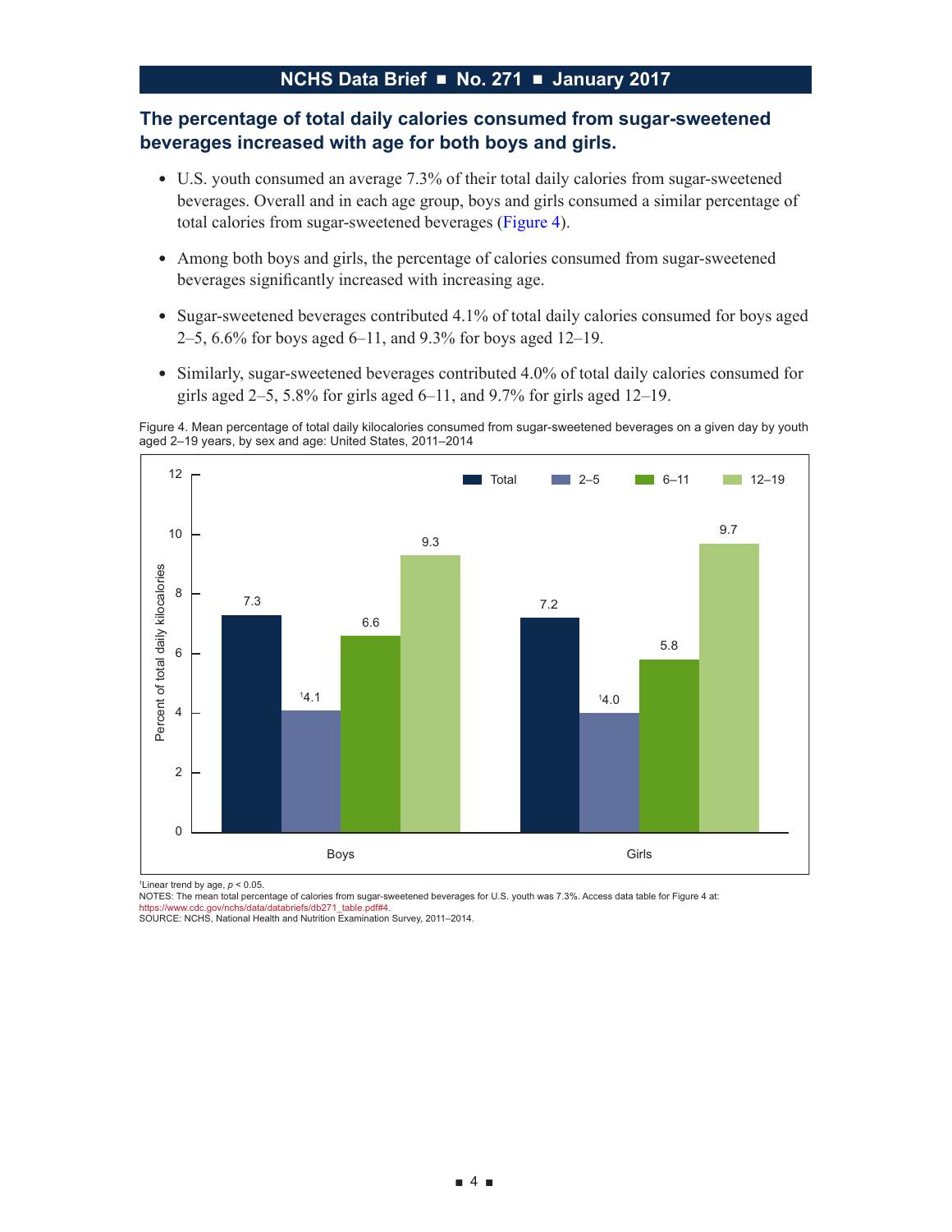## The percentage of total daily calories consumed from sugar-sweetened beverages increased with age for both boys and girls.

- U.S. youth consumed an average 7.3% of their total daily calories from sugar-sweetened beverages. Overall and in each age group, boys and girls consumed a similar percentage of total calories from sugar-sweetened beverages (Figure 4).
- Among both boys and girls, the percentage of calories consumed from sugar-sweetened beverages significantly increased with increasing age.
- Sugar-sweetened beverages contributed 4.1% of total daily calories consumed for boys aged 2–5, 6.6% for boys aged 6–11, and 9.3% for boys aged 12–19.
- Similarly, sugar-sweetened beverages contributed 4.0% of total daily calories consumed for girls aged 2–5, 5.8% for girls aged 6–11, and 9.7% for girls aged 12–19.

Figure 4. Mean percentage of total daily kilocalories consumed from sugar-sweetened beverages on a given day by youth aged 2–19 years, by sex and age: United States, 2011–2014

| Sex | Total | 2–5 | 6–11 | 12–19 |
| --- | --- | --- | --- | --- |
| Boys | 7.3 | [1]4.1 | 6.6 | 9.3 |
| Girls | 7.2 | [1]4.0 | 5.8 | 9.7 |

[1]Linear trend by age, $p < 0.05$.

NOTES: The mean total percentage of calories from sugar-sweetened beverages for U.S. youth was 7.3%. Access data table for Figure 4 at: https://www.cdc.gov/nchs/data/databriefs/db271_table.pdf#4.

SOURCE: NCHS, National Health and Nutrition Examination Survey, 2011–2014.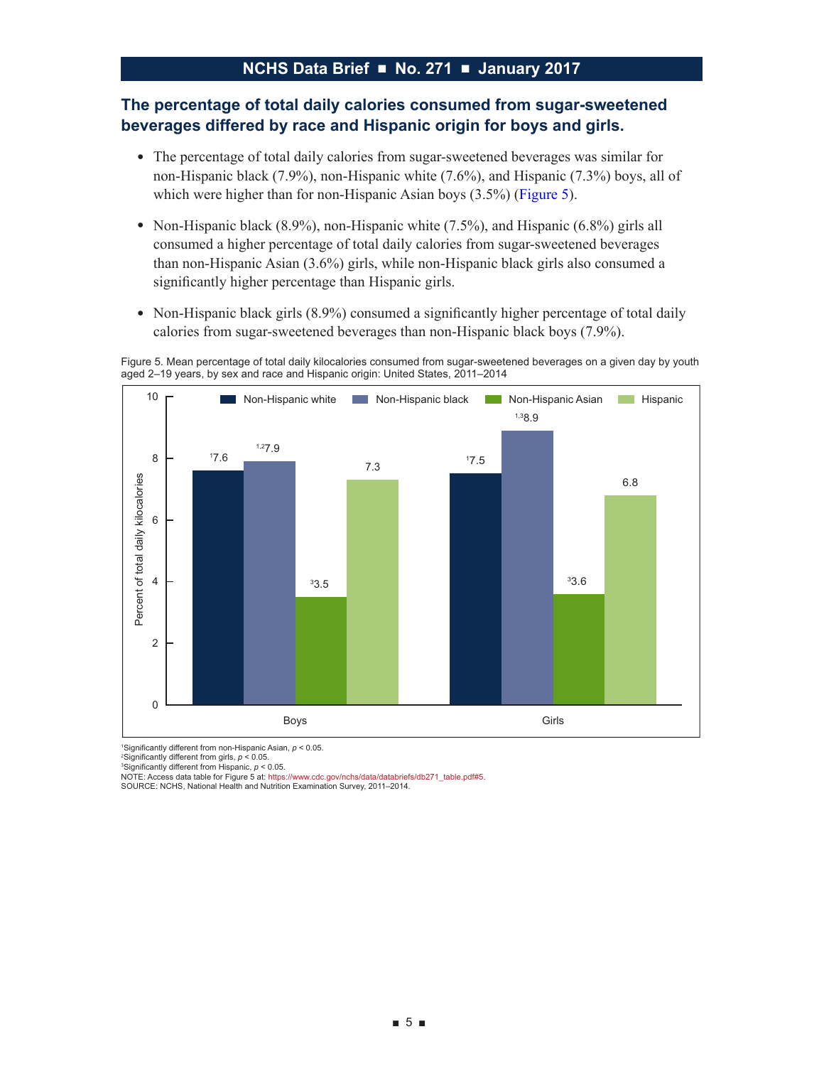## The percentage of total daily calories consumed from sugar-sweetened beverages differed by race and Hispanic origin for boys and girls.

- The percentage of total daily calories from sugar-sweetened beverages was similar for non-Hispanic black (7.9%), non-Hispanic white (7.6%), and Hispanic (7.3%) boys, all of which were higher than for non-Hispanic Asian boys (3.5%) (Figure 5).
- Non-Hispanic black (8.9%), non-Hispanic white (7.5%), and Hispanic (6.8%) girls all consumed a higher percentage of total daily calories from sugar-sweetened beverages than non-Hispanic Asian (3.6%) girls, while non-Hispanic black girls also consumed a significantly higher percentage than Hispanic girls.
- Non-Hispanic black girls (8.9%) consumed a significantly higher percentage of total daily calories from sugar-sweetened beverages than non-Hispanic black boys (7.9%).

Figure 5. Mean percentage of total daily kilocalories consumed from sugar-sweetened beverages on a given day by youth aged 2–19 years, by sex and race and Hispanic origin: United States, 2011–2014

| Sex | Non-Hispanic white | Non-Hispanic black | Non-Hispanic Asian | Hispanic |
|---|---|---|---|---|
| Boys | [1]7.6 | [1,2]7.9 | [3]3.5 | 7.3 |
| Girls | [1]7.5 | [1,3]8.9 | [3]3.6 | 6.8 |

[1]Significantly different from non-Hispanic Asian, $p < 0.05$.
[2]Significantly different from girls, $p < 0.05$.
[3]Significantly different from Hispanic, $p < 0.05$.
NOTE: Access data table for Figure 5 at: https://www.cdc.gov/nchs/data/databriefs/db271_table.pdf#5.
SOURCE: NCHS, National Health and Nutrition Examination Survey, 2011–2014.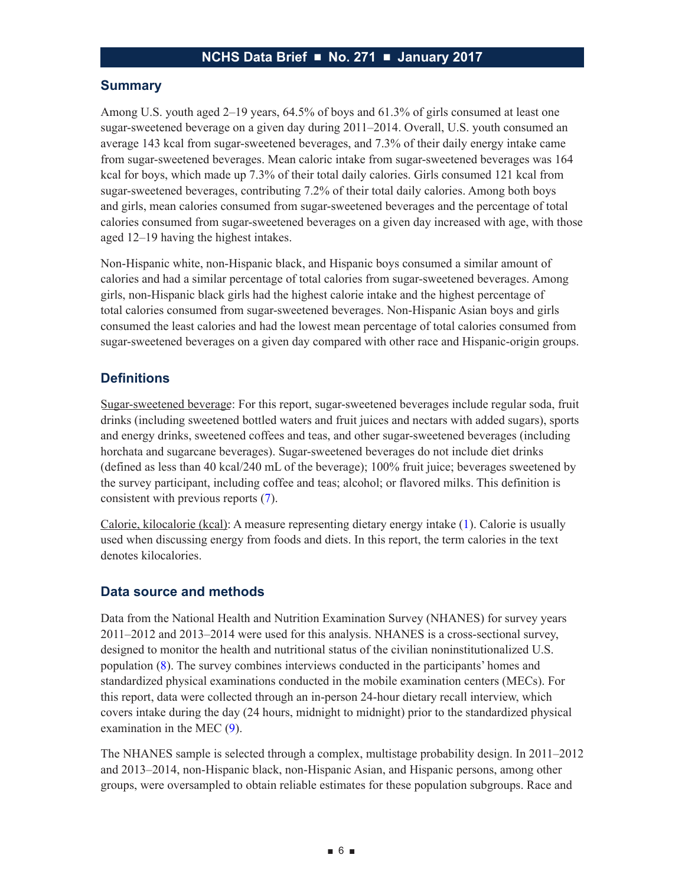## Summary

Among U.S. youth aged 2–19 years, 64.5% of boys and 61.3% of girls consumed at least one sugar-sweetened beverage on a given day during 2011–2014. Overall, U.S. youth consumed an average 143 kcal from sugar-sweetened beverages, and 7.3% of their daily energy intake came from sugar-sweetened beverages. Mean caloric intake from sugar-sweetened beverages was 164 kcal for boys, which made up 7.3% of their total daily calories. Girls consumed 121 kcal from sugar-sweetened beverages, contributing 7.2% of their total daily calories. Among both boys and girls, mean calories consumed from sugar-sweetened beverages and the percentage of total calories consumed from sugar-sweetened beverages on a given day increased with age, with those aged 12–19 having the highest intakes.

Non-Hispanic white, non-Hispanic black, and Hispanic boys consumed a similar amount of calories and had a similar percentage of total calories from sugar-sweetened beverages. Among girls, non-Hispanic black girls had the highest calorie intake and the highest percentage of total calories consumed from sugar-sweetened beverages. Non-Hispanic Asian boys and girls consumed the least calories and had the lowest mean percentage of total calories consumed from sugar-sweetened beverages on a given day compared with other race and Hispanic-origin groups.

## Definitions

Sugar-sweetened beverage: For this report, sugar-sweetened beverages include regular soda, fruit drinks (including sweetened bottled waters and fruit juices and nectars with added sugars), sports and energy drinks, sweetened coffees and teas, and other sugar-sweetened beverages (including horchata and sugarcane beverages). Sugar-sweetened beverages do not include diet drinks (defined as less than 40 kcal/240 mL of the beverage); 100% fruit juice; beverages sweetened by the survey participant, including coffee and teas; alcohol; or flavored milks. This definition is consistent with previous reports (7).

Calorie, kilocalorie (kcal): A measure representing dietary energy intake (1). Calorie is usually used when discussing energy from foods and diets. In this report, the term calories in the text denotes kilocalories.

## Data source and methods

Data from the National Health and Nutrition Examination Survey (NHANES) for survey years 2011–2012 and 2013–2014 were used for this analysis. NHANES is a cross-sectional survey, designed to monitor the health and nutritional status of the civilian noninstitutionalized U.S. population (8). The survey combines interviews conducted in the participants' homes and standardized physical examinations conducted in the mobile examination centers (MECs). For this report, data were collected through an in-person 24-hour dietary recall interview, which covers intake during the day (24 hours, midnight to midnight) prior to the standardized physical examination in the MEC (9).

The NHANES sample is selected through a complex, multistage probability design. In 2011–2012 and 2013–2014, non-Hispanic black, non-Hispanic Asian, and Hispanic persons, among other groups, were oversampled to obtain reliable estimates for these population subgroups. Race and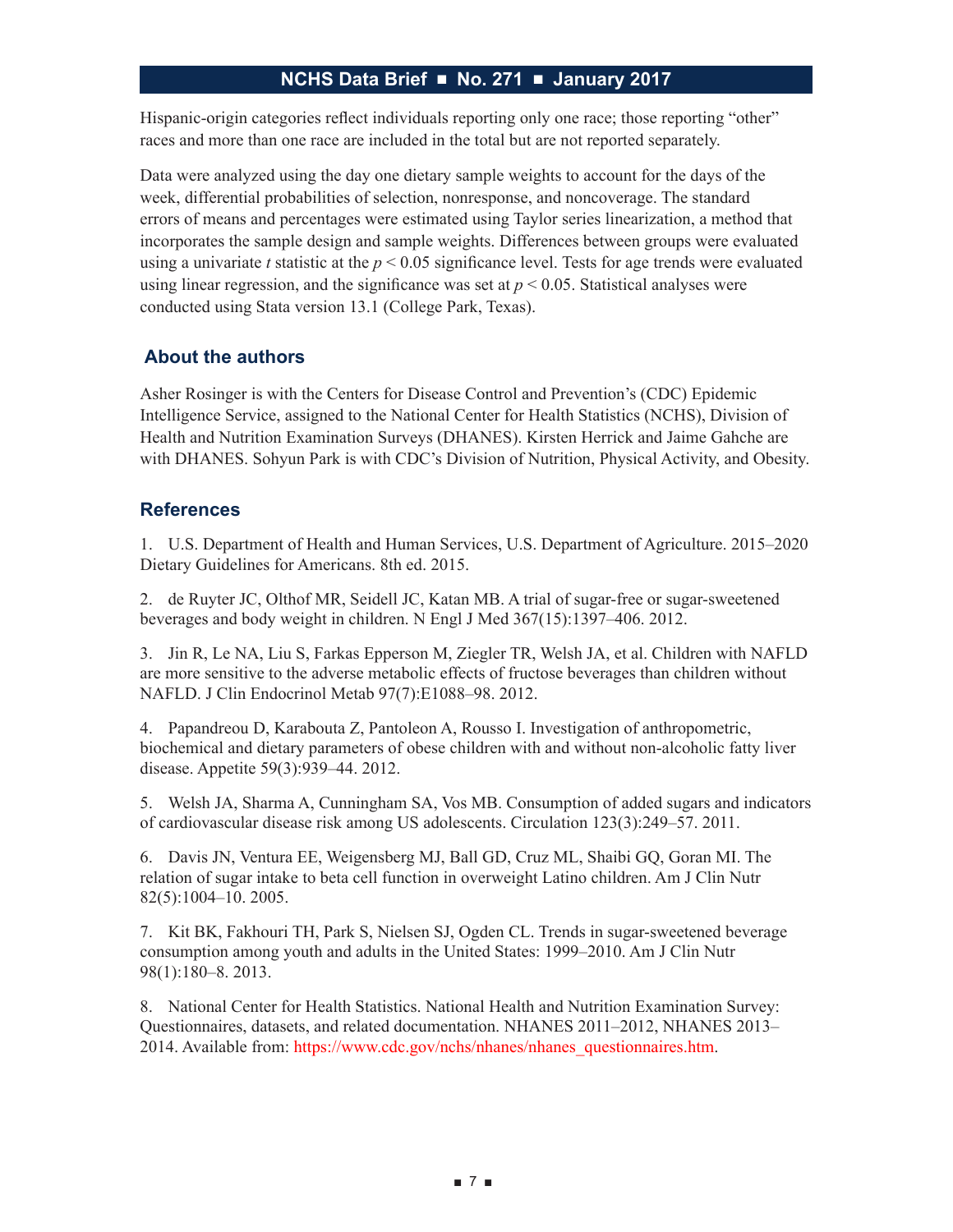Hispanic-origin categories reflect individuals reporting only one race; those reporting “other” races and more than one race are included in the total but are not reported separately.

Data were analyzed using the day one dietary sample weights to account for the days of the week, differential probabilities of selection, nonresponse, and noncoverage. The standard errors of means and percentages were estimated using Taylor series linearization, a method that incorporates the sample design and sample weights. Differences between groups were evaluated using a univariate $t$ statistic at the $p < 0.05$ significance level. Tests for age trends were evaluated using linear regression, and the significance was set at $p < 0.05$. Statistical analyses were conducted using Stata version 13.1 (College Park, Texas).

## About the authors

Asher Rosinger is with the Centers for Disease Control and Prevention’s (CDC) Epidemic Intelligence Service, assigned to the National Center for Health Statistics (NCHS), Division of Health and Nutrition Examination Surveys (DHANES). Kirsten Herrick and Jaime Gahche are with DHANES. Sohyun Park is with CDC’s Division of Nutrition, Physical Activity, and Obesity.

## References

1. U.S. Department of Health and Human Services, U.S. Department of Agriculture. 2015–2020 Dietary Guidelines for Americans. 8th ed. 2015.

2. de Ruyter JC, Olthof MR, Seidell JC, Katan MB. A trial of sugar-free or sugar-sweetened beverages and body weight in children. N Engl J Med 367(15):1397–406. 2012.

3. Jin R, Le NA, Liu S, Farkas Epperson M, Ziegler TR, Welsh JA, et al. Children with NAFLD are more sensitive to the adverse metabolic effects of fructose beverages than children without NAFLD. J Clin Endocrinol Metab 97(7):E1088–98. 2012.

4. Papandreou D, Karabouta Z, Pantoleon A, Rousso I. Investigation of anthropometric, biochemical and dietary parameters of obese children with and without non-alcoholic fatty liver disease. Appetite 59(3):939–44. 2012.

5. Welsh JA, Sharma A, Cunningham SA, Vos MB. Consumption of added sugars and indicators of cardiovascular disease risk among US adolescents. Circulation 123(3):249–57. 2011.

6. Davis JN, Ventura EE, Weigensberg MJ, Ball GD, Cruz ML, Shaibi GQ, Goran MI. The relation of sugar intake to beta cell function in overweight Latino children. Am J Clin Nutr 82(5):1004–10. 2005.

7. Kit BK, Fakhouri TH, Park S, Nielsen SJ, Ogden CL. Trends in sugar-sweetened beverage consumption among youth and adults in the United States: 1999–2010. Am J Clin Nutr 98(1):180–8. 2013.

8. National Center for Health Statistics. National Health and Nutrition Examination Survey: Questionnaires, datasets, and related documentation. NHANES 2011–2012, NHANES 2013–2014. Available from: https://www.cdc.gov/nchs/nhanes/nhanes_questionnaires.htm.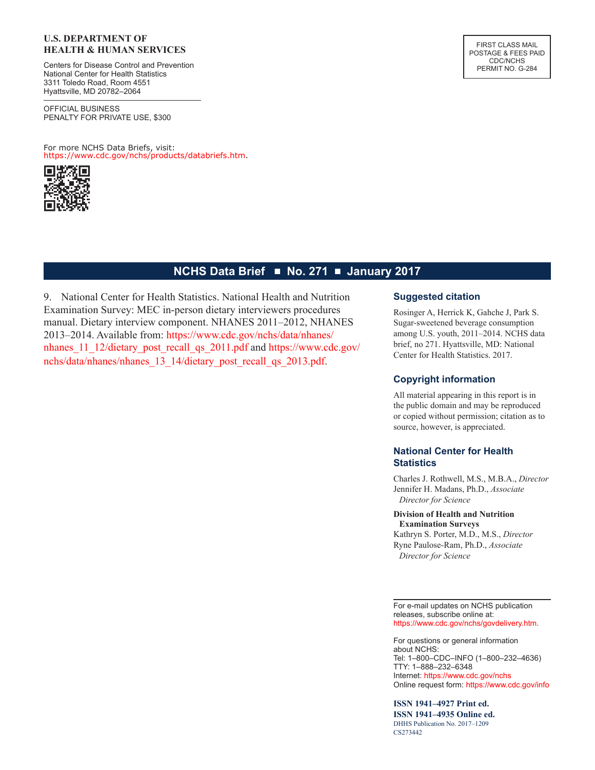**U.S. DEPARTMENT OF HEALTH & HUMAN SERVICES**

Centers for Disease Control and Prevention
National Center for Health Statistics
3311 Toledo Road, Room 4551
Hyattsville, MD 20782–2064

OFFICIAL BUSINESS
PENALTY FOR PRIVATE USE, $300

FIRST CLASS MAIL
POSTAGE & FEES PAID
CDC/NCHS
PERMIT NO. G-284

For more NCHS Data Briefs, visit:
https://www.cdc.gov/nchs/products/databriefs.htm.

**NCHS Data Brief ■ No. 271 ■ January 2017**

9. National Center for Health Statistics. National Health and Nutrition Examination Survey: MEC in-person dietary interviewers procedures manual. Dietary interview component. NHANES 2011–2012, NHANES 2013–2014. Available from: https://www.cdc.gov/nchs/data/nhanes/nhanes_11_12/dietary_post_recall_qs_2011.pdf and https://www.cdc.gov/nchs/data/nhanes/nhanes_13_14/dietary_post_recall_qs_2013.pdf.

## Suggested citation

Rosinger A, Herrick K, Gahche J, Park S. Sugar-sweetened beverage consumption among U.S. youth, 2011–2014. NCHS data brief, no 271. Hyattsville, MD: National Center for Health Statistics. 2017.

## Copyright information

All material appearing in this report is in the public domain and may be reproduced or copied without permission; citation as to source, however, is appreciated.

## National Center for Health Statistics

Charles J. Rothwell, M.S., M.B.A., *Director*
Jennifer H. Madans, Ph.D., *Associate Director for Science*

**Division of Health and Nutrition Examination Surveys**
Kathryn S. Porter, M.D., M.S., *Director*
Ryne Paulose-Ram, Ph.D., *Associate Director for Science*

For e-mail updates on NCHS publication releases, subscribe online at: https://www.cdc.gov/nchs/govdelivery.htm.

For questions or general information about NCHS:
Tel: 1–800–CDC–INFO (1–800–232–4636)
TTY: 1–888–232–6348
Internet: https://www.cdc.gov/nchs
Online request form: https://www.cdc.gov/info

**ISSN 1941–4927 Print ed.**
**ISSN 1941–4935 Online ed.**
DHHS Publication No. 2017–1209
CS273442